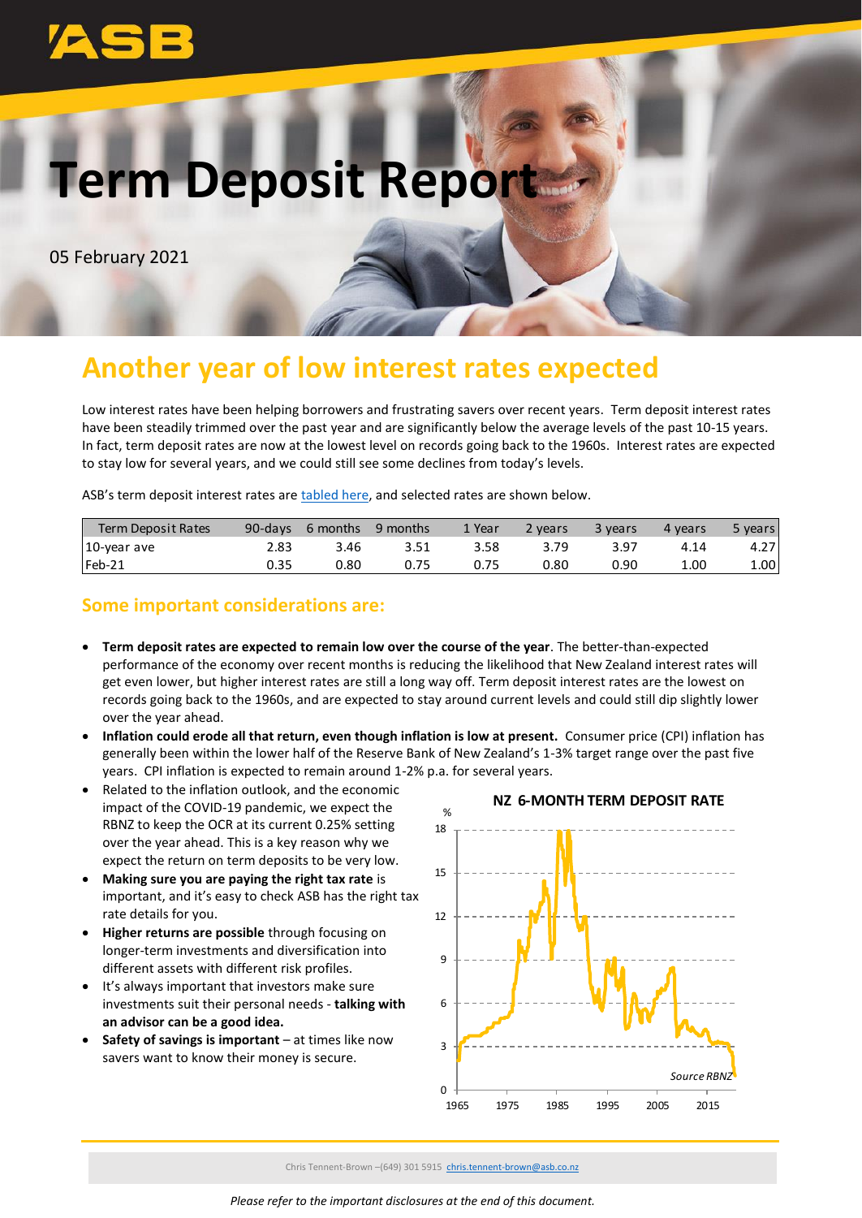ASB

# Term Deposit Report

05 February 2021

## Another year of low interest rates expected

Low interest rates have been helping borrowers and frustrating savers over recent years. Term deposit interest rates have been steadily trimmed over the past year and are significantly below the average levels of the past 10-15 years. In fact, term deposit rates are now at the lowest level on records going back to the 1960s. Interest rates are expected to stay low for several years, and we could still see some declines from today's levels.

ASB's term deposit interest rates are tabled here, and selected rates are shown below.

| Term Deposit Rates | 90-days | 6 months | 9 months | 1 Year | 2 years | 3 years | 4 years | 5 years |
|---|---|---|---|---|---|---|---|---|
| 10-year ave | 2.83 | 3.46 | 3.51 | 3.58 | 3.79 | 3.97 | 4.14 | 4.27 |
| Feb-21 | 0.35 | 0.80 | 0.75 | 0.75 | 0.80 | 0.90 | 1.00 | 1.00 |

### Some important considerations are:

- **Term deposit rates are expected to remain low over the course of the year**. The better-than-expected performance of the economy over recent months is reducing the likelihood that New Zealand interest rates will get even lower, but higher interest rates are still a long way off. Term deposit interest rates are the lowest on records going back to the 1960s, and are expected to stay around current levels and could still dip slightly lower over the year ahead.
- **Inflation could erode all that return, even though inflation is low at present.** Consumer price (CPI) inflation has generally been within the lower half of the Reserve Bank of New Zealand's 1-3% target range over the past five years. CPI inflation is expected to remain around 1-2% p.a. for several years.
- Related to the inflation outlook, and the economic impact of the COVID-19 pandemic, we expect the RBNZ to keep the OCR at its current 0.25% setting over the year ahead. This is a key reason why we expect the return on term deposits to be very low.
- **Making sure you are paying the right tax rate** is important, and it's easy to check ASB has the right tax rate details for you.
- **Higher returns are possible** through focusing on longer-term investments and diversification into different assets with different risk profiles.
- It's always important that investors make sure investments suit their personal needs - **talking with an advisor can be a good idea.**
- **Safety of savings is important** – at times like now savers want to know their money is secure.

**NZ 6-MONTH TERM DEPOSIT RATE**

*Source RBNZ*

Chris Tennent-Brown –(649) 301 5915 chris.tennent-brown@asb.co.nz

*Please refer to the important disclosures at the end of this document.*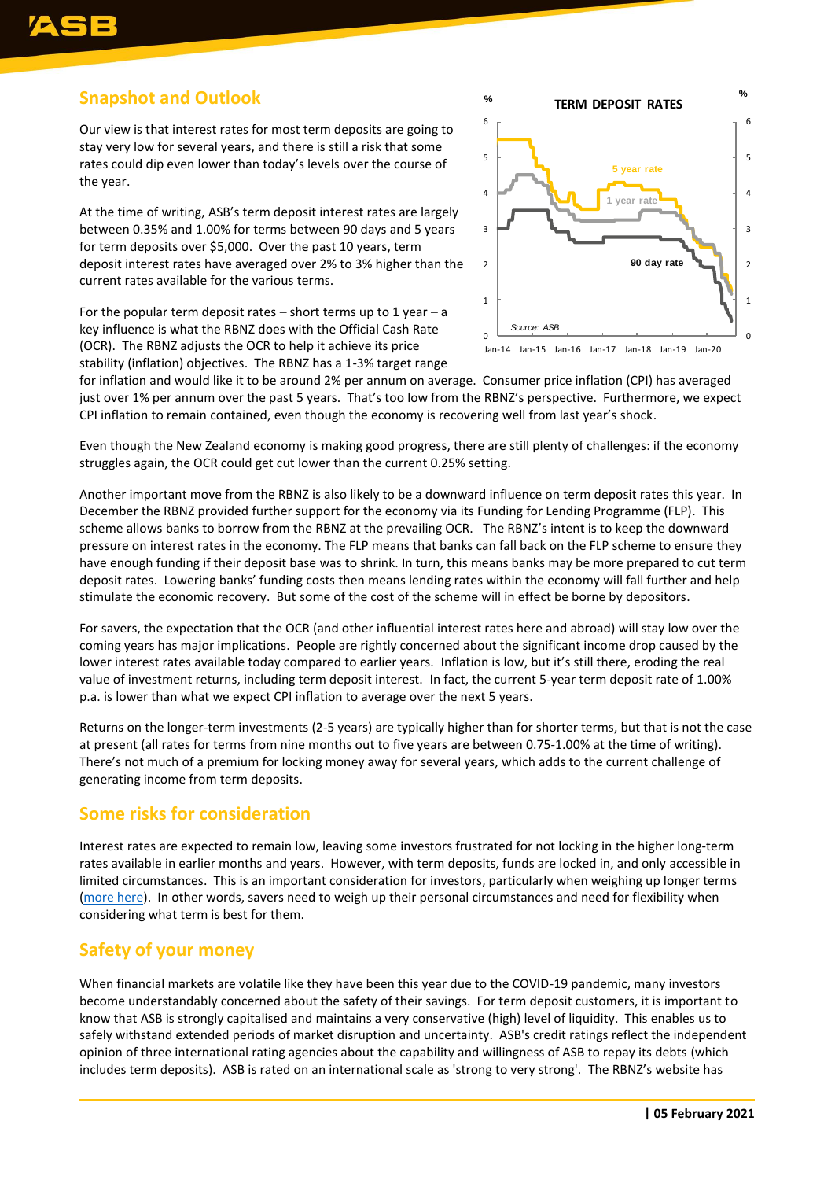## Snapshot and Outlook

Our view is that interest rates for most term deposits are going to stay very low for several years, and there is still a risk that some rates could dip even lower than today's levels over the course of the year.

At the time of writing, ASB's term deposit interest rates are largely between 0.35% and 1.00% for terms between 90 days and 5 years for term deposits over $5,000. Over the past 10 years, term deposit interest rates have averaged over 2% to 3% higher than the current rates available for the various terms.

For the popular term deposit rates – short terms up to 1 year – a key influence is what the RBNZ does with the Official Cash Rate (OCR). The RBNZ adjusts the OCR to help it achieve its price stability (inflation) objectives. The RBNZ has a 1-3% target range for inflation and would like it to be around 2% per annum on average. Consumer price inflation (CPI) has averaged just over 1% per annum over the past 5 years. That's too low from the RBNZ's perspective. Furthermore, we expect CPI inflation to remain contained, even though the economy is recovering well from last year's shock.

Even though the New Zealand economy is making good progress, there are still plenty of challenges: if the economy struggles again, the OCR could get cut lower than the current 0.25% setting.

Another important move from the RBNZ is also likely to be a downward influence on term deposit rates this year. In December the RBNZ provided further support for the economy via its Funding for Lending Programme (FLP). This scheme allows banks to borrow from the RBNZ at the prevailing OCR. The RBNZ's intent is to keep the downward pressure on interest rates in the economy. The FLP means that banks can fall back on the FLP scheme to ensure they have enough funding if their deposit base was to shrink. In turn, this means banks may be more prepared to cut term deposit rates. Lowering banks' funding costs then means lending rates within the economy will fall further and help stimulate the economic recovery. But some of the cost of the scheme will in effect be borne by depositors.

For savers, the expectation that the OCR (and other influential interest rates here and abroad) will stay low over the coming years has major implications. People are rightly concerned about the significant income drop caused by the lower interest rates available today compared to earlier years. Inflation is low, but it's still there, eroding the real value of investment returns, including term deposit interest. In fact, the current 5-year term deposit rate of 1.00% p.a. is lower than what we expect CPI inflation to average over the next 5 years.

Returns on the longer-term investments (2-5 years) are typically higher than for shorter terms, but that is not the case at present (all rates for terms from nine months out to five years are between 0.75-1.00% at the time of writing). There's not much of a premium for locking money away for several years, which adds to the current challenge of generating income from term deposits.

## Some risks for consideration

Interest rates are expected to remain low, leaving some investors frustrated for not locking in the higher long-term rates available in earlier months and years. However, with term deposits, funds are locked in, and only accessible in limited circumstances. This is an important consideration for investors, particularly when weighing up longer terms (more here). In other words, savers need to weigh up their personal circumstances and need for flexibility when considering what term is best for them.

## Safety of your money

When financial markets are volatile like they have been this year due to the COVID-19 pandemic, many investors become understandably concerned about the safety of their savings. For term deposit customers, it is important to know that ASB is strongly capitalised and maintains a very conservative (high) level of liquidity. This enables us to safely withstand extended periods of market disruption and uncertainty. ASB's credit ratings reflect the independent opinion of three international rating agencies about the capability and willingness of ASB to repay its debts (which includes term deposits). ASB is rated on an international scale as 'strong to very strong'. The RBNZ's website has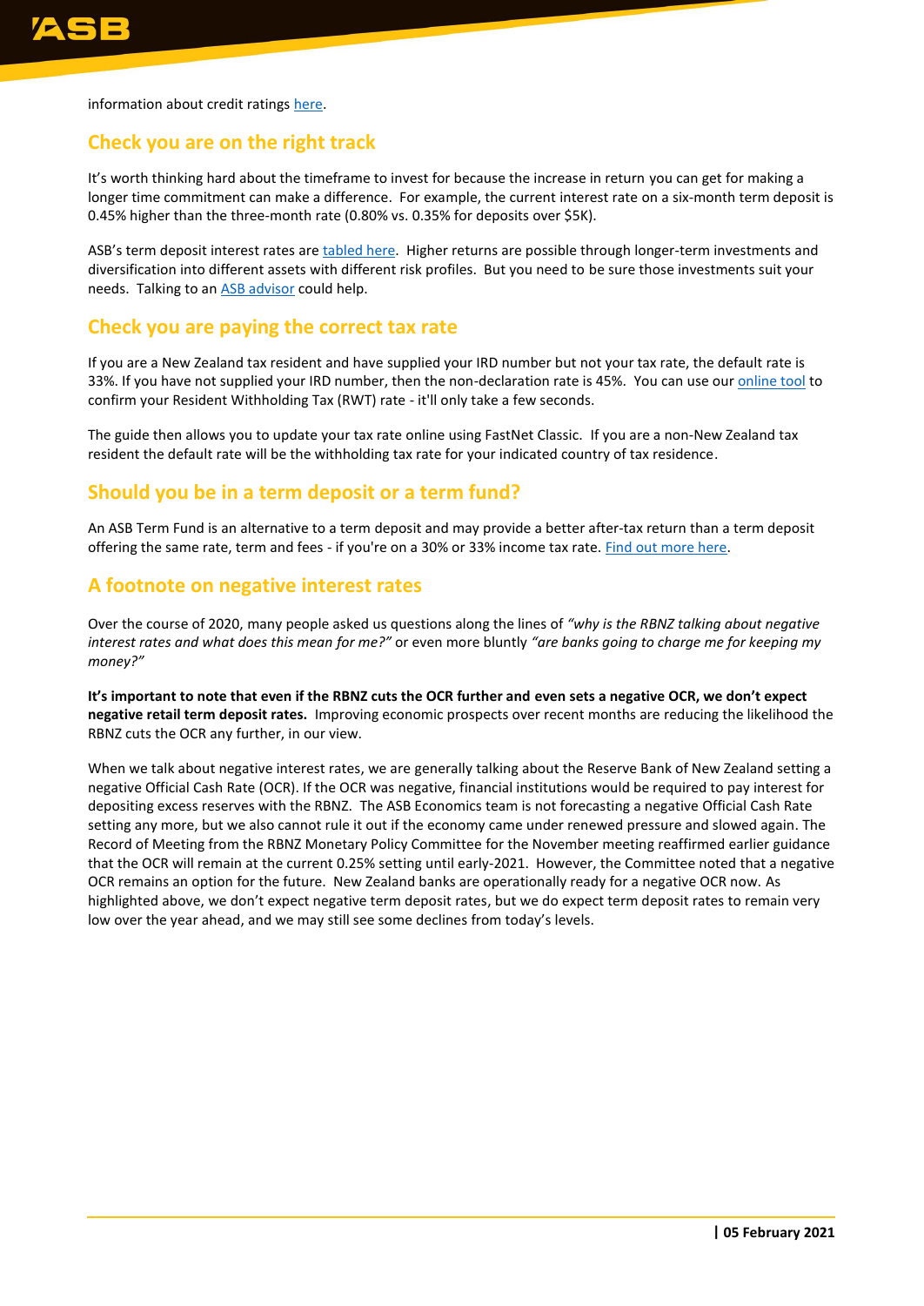information about credit ratings here.

## Check you are on the right track

It's worth thinking hard about the timeframe to invest for because the increase in return you can get for making a longer time commitment can make a difference. For example, the current interest rate on a six-month term deposit is 0.45% higher than the three-month rate (0.80% vs. 0.35% for deposits over $5K).

ASB's term deposit interest rates are tabled here. Higher returns are possible through longer-term investments and diversification into different assets with different risk profiles. But you need to be sure those investments suit your needs. Talking to an ASB advisor could help.

## Check you are paying the correct tax rate

If you are a New Zealand tax resident and have supplied your IRD number but not your tax rate, the default rate is 33%. If you have not supplied your IRD number, then the non-declaration rate is 45%. You can use our online tool to confirm your Resident Withholding Tax (RWT) rate - it'll only take a few seconds.

The guide then allows you to update your tax rate online using FastNet Classic. If you are a non-New Zealand tax resident the default rate will be the withholding tax rate for your indicated country of tax residence.

## Should you be in a term deposit or a term fund?

An ASB Term Fund is an alternative to a term deposit and may provide a better after-tax return than a term deposit offering the same rate, term and fees - if you're on a 30% or 33% income tax rate. Find out more here.

## A footnote on negative interest rates

Over the course of 2020, many people asked us questions along the lines of *"why is the RBNZ talking about negative interest rates and what does this mean for me?"* or even more bluntly *"are banks going to charge me for keeping my money?"*

**It's important to note that even if the RBNZ cuts the OCR further and even sets a negative OCR, we don't expect negative retail term deposit rates.** Improving economic prospects over recent months are reducing the likelihood the RBNZ cuts the OCR any further, in our view.

When we talk about negative interest rates, we are generally talking about the Reserve Bank of New Zealand setting a negative Official Cash Rate (OCR). If the OCR was negative, financial institutions would be required to pay interest for depositing excess reserves with the RBNZ. The ASB Economics team is not forecasting a negative Official Cash Rate setting any more, but we also cannot rule it out if the economy came under renewed pressure and slowed again. The Record of Meeting from the RBNZ Monetary Policy Committee for the November meeting reaffirmed earlier guidance that the OCR will remain at the current 0.25% setting until early-2021. However, the Committee noted that a negative OCR remains an option for the future. New Zealand banks are operationally ready for a negative OCR now. As highlighted above, we don't expect negative term deposit rates, but we do expect term deposit rates to remain very low over the year ahead, and we may still see some declines from today's levels.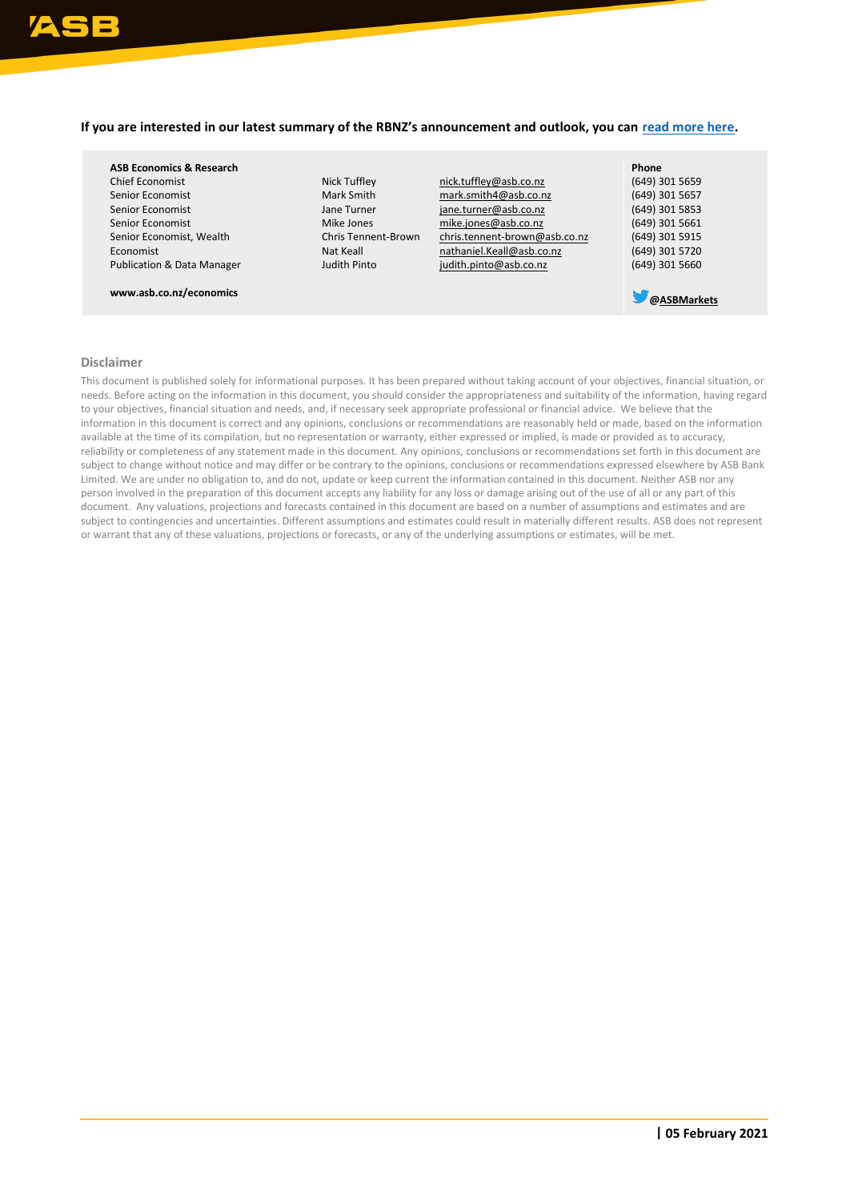**If you are interested in our latest summary of the RBNZ's announcement and outlook, you can read more here.**

| **ASB Economics & Research** | | | **Phone** |
| --- | --- | --- | --- |
| Chief Economist | Nick Tuffley | nick.tuffley@asb.co.nz | (649) 301 5659 |
| Senior Economist | Mark Smith | mark.smith4@asb.co.nz | (649) 301 5657 |
| Senior Economist | Jane Turner | jane.turner@asb.co.nz | (649) 301 5853 |
| Senior Economist | Mike Jones | mike.jones@asb.co.nz | (649) 301 5661 |
| Senior Economist, Wealth | Chris Tennent-Brown | chris.tennent-brown@asb.co.nz | (649) 301 5915 |
| Economist | Nat Keall | nathaniel.Keall@asb.co.nz | (649) 301 5720 |
| Publication & Data Manager | Judith Pinto | judith.pinto@asb.co.nz | (649) 301 5660 |

**www.asb.co.nz/economics**

**@ASBMarkets**

## Disclaimer

This document is published solely for informational purposes. It has been prepared without taking account of your objectives, financial situation, or needs. Before acting on the information in this document, you should consider the appropriateness and suitability of the information, having regard to your objectives, financial situation and needs, and, if necessary seek appropriate professional or financial advice. We believe that the information in this document is correct and any opinions, conclusions or recommendations are reasonably held or made, based on the information available at the time of its compilation, but no representation or warranty, either expressed or implied, is made or provided as to accuracy, reliability or completeness of any statement made in this document. Any opinions, conclusions or recommendations set forth in this document are subject to change without notice and may differ or be contrary to the opinions, conclusions or recommendations expressed elsewhere by ASB Bank Limited. We are under no obligation to, and do not, update or keep current the information contained in this document. Neither ASB nor any person involved in the preparation of this document accepts any liability for any loss or damage arising out of the use of all or any part of this document. Any valuations, projections and forecasts contained in this document are based on a number of assumptions and estimates and are subject to contingencies and uncertainties. Different assumptions and estimates could result in materially different results. ASB does not represent or warrant that any of these valuations, projections or forecasts, or any of the underlying assumptions or estimates, will be met.